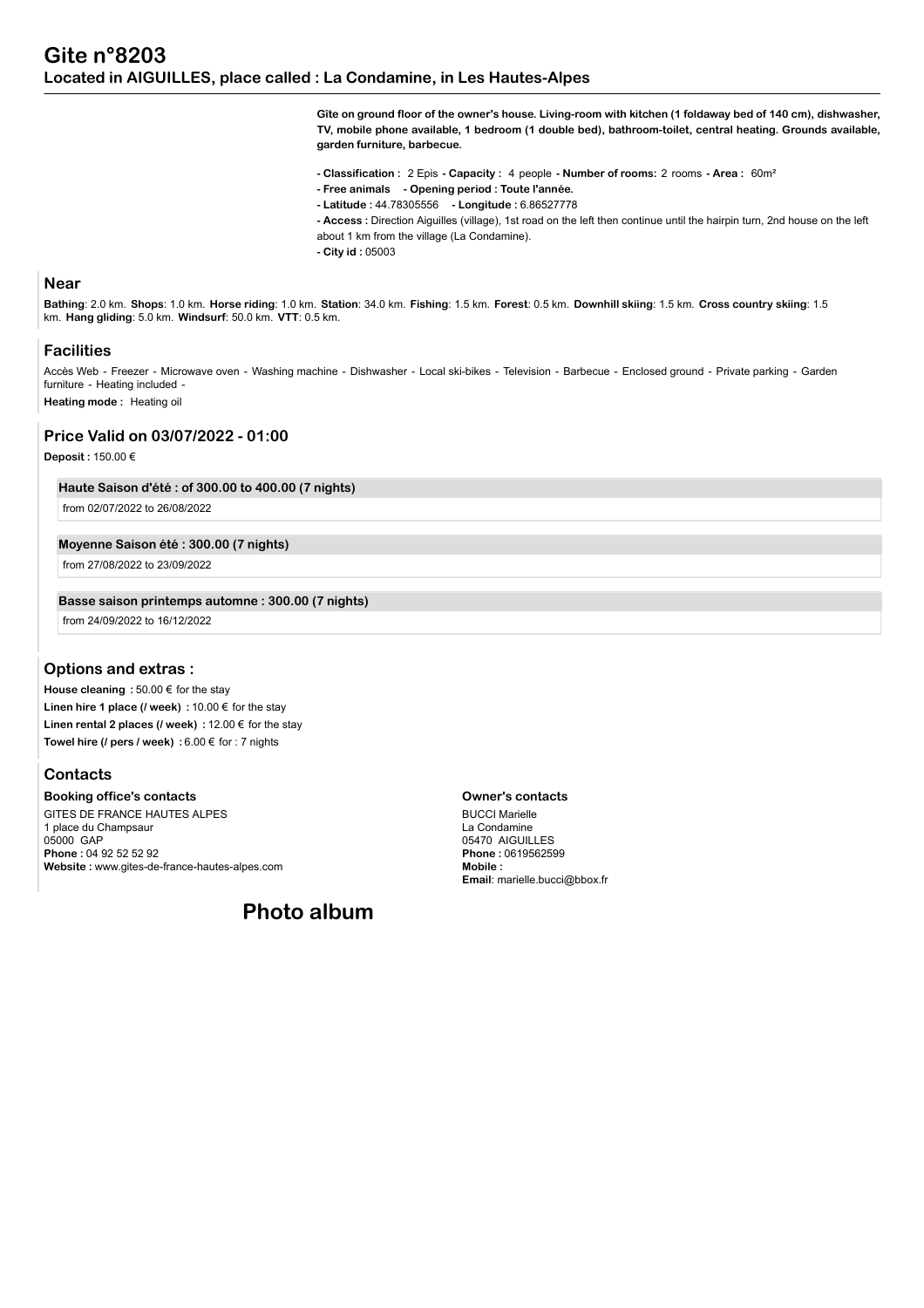# Gite n°8203

## Located in AIGUILLES, place called : La Condamine, in Les Hautes-Alpes

**Gîte on ground floor of the owner's house. Living-room with kitchen (1 foldaway bed of 140 cm), dishwasher, TV, mobile phone available, 1 bedroom (1 double bed), bathroom-toilet, central heating. Grounds available, garden furniture, barbecue.**

- **Classification :** 2 Epis **- Capacity :** 4 people **- Number of rooms:** 2 rooms **- Area :** 60m²
- **Free animals - Opening period : Toute l'année.**
- **Latitude :** 44.78305556 **- Longitude :** 6.86527778
- **Access :** Direction Aiguilles (village), 1st road on the left then continue until the hairpin turn, 2nd house on the left about 1 km from the village (La Condamine).
- **City id :** 05003

## Near

**Bathing**: 2.0 km. **Shops**: 1.0 km. **Horse riding**: 1.0 km. **Station**: 34.0 km. **Fishing**: 1.5 km. **Forest**: 0.5 km. **Downhill skiing**: 1.5 km. **Cross country skiing**: 1.5 km. **Hang gliding**: 5.0 km. **Windsurf**: 50.0 km. **VTT**: 0.5 km.

## Facilities

Accès Web - Freezer - Microwave oven - Washing machine - Dishwasher - Local ski-bikes - Television - Barbecue - Enclosed ground - Private parking - Garden furniture - Heating included -

**Heating mode :** Heating oil

## Price Valid on 03/07/2022 - 01:00

**Deposit :** 150.00 €

**Haute Saison d'été : of 300.00 to 400.00 (7 nights)**

from 02/07/2022 to 26/08/2022

**Moyenne Saison été : 300.00 (7 nights)**

from 27/08/2022 to 23/09/2022

**Basse saison printemps automne : 300.00 (7 nights)**

from 24/09/2022 to 16/12/2022

## Options and extras :

**House cleaning :** 50.00 € for the stay
**Linen hire 1 place (/ week) :** 10.00 € for the stay
**Linen rental 2 places (/ week) :** 12.00 € for the stay
**Towel hire (/ pers / week) :** 6.00 € for : 7 nights

## Contacts

**Booking office's contacts**
GITES DE FRANCE HAUTES ALPES
1 place du Champsaur
05000 GAP
**Phone :** 04 92 52 52 92
**Website :** www.gites-de-france-hautes-alpes.com

**Owner's contacts**
BUCCI Marielle
La Condamine
05470 AIGUILLES
**Phone :** 0619562599
**Mobile :**
**Email**: marielle.bucci@bbox.fr

## Photo album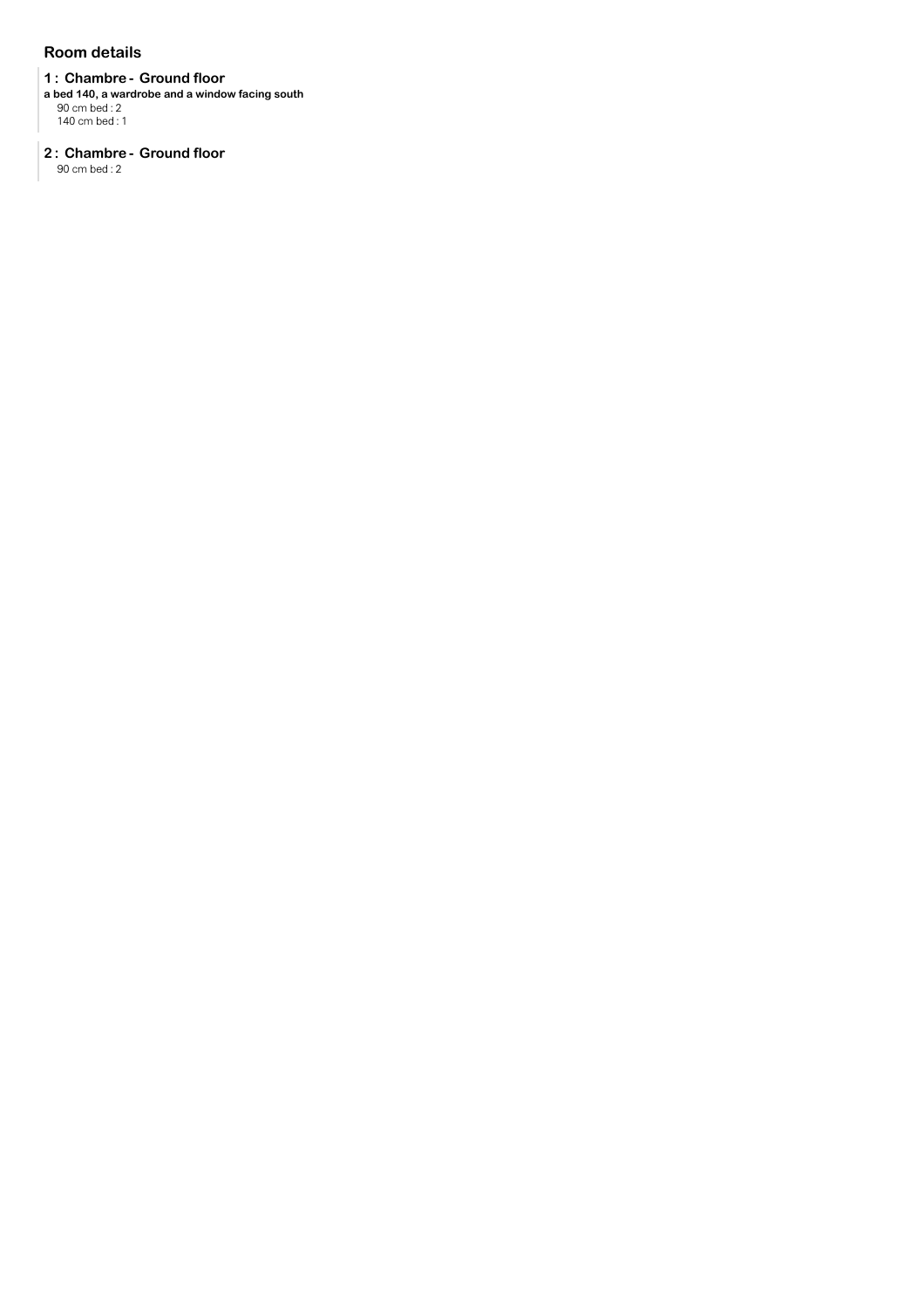## Room details

### 1 : Chambre - Ground floor

**a bed 140, a wardrobe and a window facing south**

90 cm bed : 2
140 cm bed : 1

### 2 : Chambre - Ground floor

90 cm bed : 2